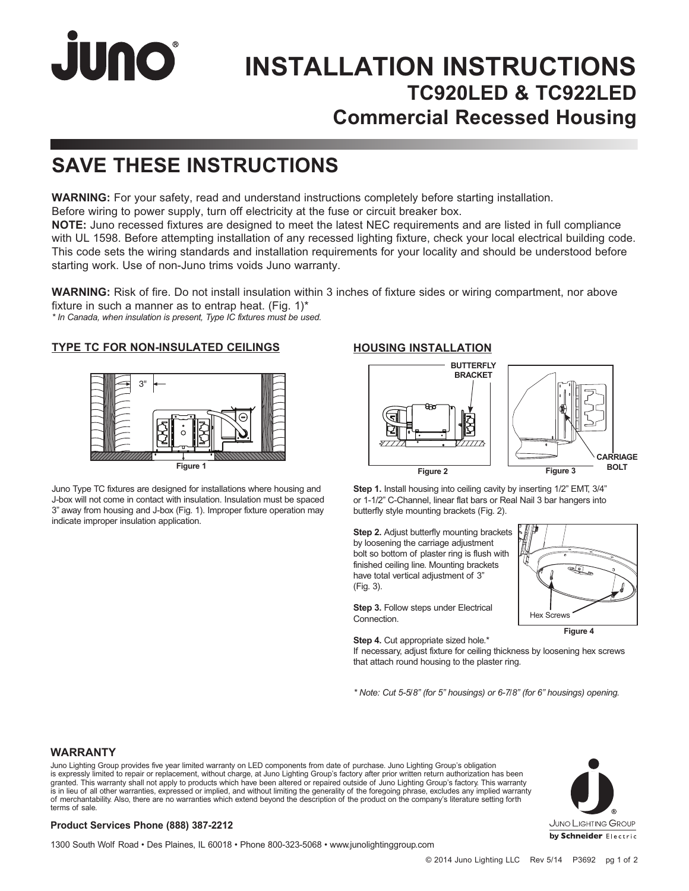# INSTALLATION INSTRUCTIONS

## TC920LED & TC922LED

## Commercial Recessed Housing

## SAVE THESE INSTRUCTIONS

**WARNING:** For your safety, read and understand instructions completely before starting installation.
Before wiring to power supply, turn off electricity at the fuse or circuit breaker box.
**NOTE:** Juno recessed fixtures are designed to meet the latest NEC requirements and are listed in full compliance with UL 1598. Before attempting installation of any recessed lighting fixture, check your local electrical building code. This code sets the wiring standards and installation requirements for your locality and should be understood before starting work. Use of non-Juno trims voids Juno warranty.

**WARNING:** Risk of fire. Do not install insulation within 3 inches of fixture sides or wiring compartment, nor above fixture in such a manner as to entrap heat. (Fig. 1)*
*\* In Canada, when insulation is present, Type IC fixtures must be used.*

### TYPE TC FOR NON-INSULATED CEILINGS

3"

Figure 1

Juno Type TC fixtures are designed for installations where housing and J-box will not come in contact with insulation. Insulation must be spaced 3" away from housing and J-box (Fig. 1). Improper fixture operation may indicate improper insulation application.

### HOUSING INSTALLATION

BUTTERFLY BRACKET

Figure 2

CARRIAGE BOLT

Figure 3

**Step 1.** Install housing into ceiling cavity by inserting 1/2" EMT, 3/4" or 1-1/2" C-Channel, linear flat bars or Real Nail 3 bar hangers into butterfly style mounting brackets (Fig. 2).

**Step 2.** Adjust butterfly mounting brackets by loosening the carriage adjustment bolt so bottom of plaster ring is flush with finished ceiling line. Mounting brackets have total vertical adjustment of 3" (Fig. 3).

**Step 3.** Follow steps under Electrical Connection.

Hex Screws

Figure 4

**Step 4.** Cut appropriate sized hole.*
If necessary, adjust fixture for ceiling thickness by loosening hex screws that attach round housing to the plaster ring.

*\* Note: Cut 5-5/8" (for 5" housings) or 6-7/8" (for 6" housings) opening.*

### WARRANTY

Juno Lighting Group provides five year limited warranty on LED components from date of purchase. Juno Lighting Group's obligation is expressly limited to repair or replacement, without charge, at Juno Lighting Group's factory after prior written return authorization has been granted. This warranty shall not apply to products which have been altered or repaired outside of Juno Lighting Group's factory. This warranty is in lieu of all other warranties, expressed or implied, and without limiting the generality of the foregoing phrase, excludes any implied warranty of merchantability. Also, there are no warranties which extend beyond the description of the product on the company's literature setting forth terms of sale.

**Product Services Phone (888) 387-2212**

1300 South Wolf Road • Des Plaines, IL 60018 • Phone 800-323-5068 • www.junolightinggroup.com

Juno Lighting Group by Schneider Electric

© 2014 Juno Lighting LLC Rev 5/14 P3692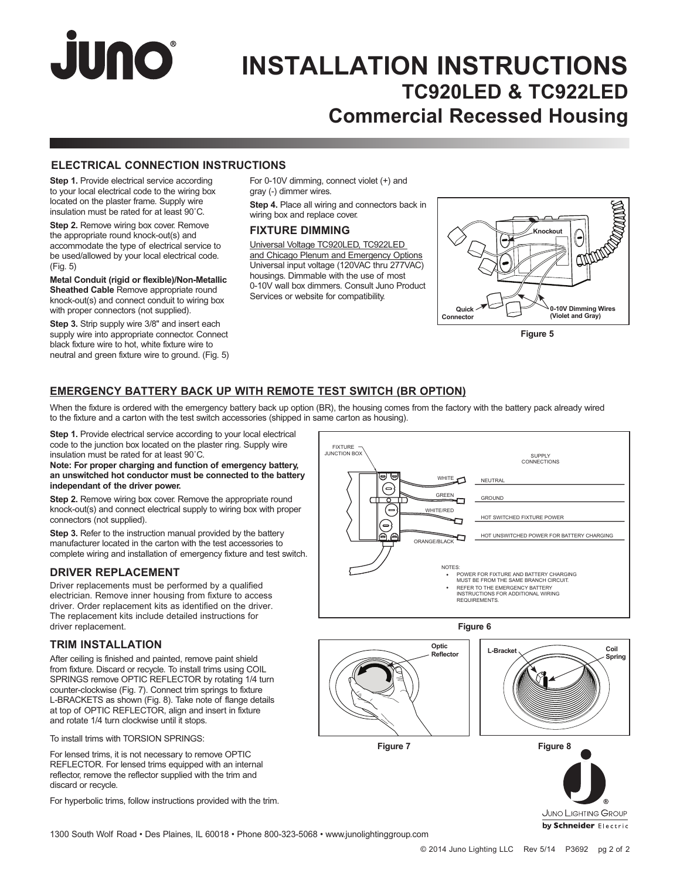# INSTALLATION INSTRUCTIONS
## TC920LED & TC922LED
## Commercial Recessed Housing

### ELECTRICAL CONNECTION INSTRUCTIONS

**Step 1.** Provide electrical service according to your local electrical code to the wiring box located on the plaster frame. Supply wire insulation must be rated for at least 90˚C.

**Step 2.** Remove wiring box cover. Remove the appropriate round knock-out(s) and accommodate the type of electrical service to be used/allowed by your local electrical code. (Fig. 5)

**Metal Conduit (rigid or flexible)/Non-Metallic Sheathed Cable** Remove appropriate round knock-out(s) and connect conduit to wiring box with proper connectors (not supplied).

**Step 3.** Strip supply wire 3/8" and insert each supply wire into appropriate connector. Connect black fixture wire to hot, white fixture wire to neutral and green fixture wire to ground. (Fig. 5)

For 0-10V dimming, connect violet (+) and gray (-) dimmer wires.

**Step 4.** Place all wiring and connectors back in wiring box and replace cover.

### FIXTURE DIMMING

Universal Voltage TC920LED, TC922LED and Chicago Plenum and Emergency Options

Universal input voltage (120VAC thru 277VAC) housings. Dimmable with the use of most 0-10V wall box dimmers. Consult Juno Product Services or website for compatibility.

Knockout

Quick Connector

0-10V Dimming Wires (Violet and Gray)

Figure 5

### EMERGENCY BATTERY BACK UP WITH REMOTE TEST SWITCH (BR OPTION)

When the fixture is ordered with the emergency battery back up option (BR), the housing comes from the factory with the battery pack already wired to the fixture and a carton with the test switch accessories (shipped in same carton as housing).

**Step 1.** Provide electrical service according to your local electrical code to the junction box located on the plaster ring. Supply wire insulation must be rated for at least 90˚C.

**Note: For proper charging and function of emergency battery, an unswitched hot conductor must be connected to the battery independant of the driver power.**

**Step 2.** Remove wiring box cover. Remove the appropriate round knock-out(s) and connect electrical supply to wiring box with proper connectors (not supplied).

**Step 3.** Refer to the instruction manual provided by the battery manufacturer located in the carton with the test accessories to complete wiring and installation of emergency fixture and test switch.

FIXTURE JUNCTION BOX

SUPPLY CONNECTIONS

| Fixture Wire | Supply Connection |
| --- | --- |
| WHITE | NEUTRAL |
| GREEN | GROUND |
| WHITE/RED | HOT SWITCHED FIXTURE POWER |
| ORANGE/BLACK | HOT UNSWITCHED POWER FOR BATTERY CHARGING |

NOTES:
- POWER FOR FIXTURE AND BATTERY CHARGING MUST BE FROM THE SAME BRANCH CIRCUIT.
- REFER TO THE EMERGENCY BATTERY INSTRUCTIONS FOR ADDITIONAL WIRING REQUIREMENTS.

Figure 6

### DRIVER REPLACEMENT

Driver replacements must be performed by a qualified electrician. Remove inner housing from fixture to access driver. Order replacement kits as identified on the driver. The replacement kits include detailed instructions for driver replacement.

### TRIM INSTALLATION

After ceiling is finished and painted, remove paint shield from fixture. Discard or recycle. To install trims using COIL SPRINGS remove OPTIC REFLECTOR by rotating 1/4 turn counter-clockwise (Fig. 7). Connect trim springs to fixture L-BRACKETS as shown (Fig. 8). Take note of flange details at top of OPTIC REFLECTOR, align and insert in fixture and rotate 1/4 turn clockwise until it stops.

To install trims with TORSION SPRINGS:

For lensed trims, it is not necessary to remove OPTIC REFLECTOR. For lensed trims equipped with an internal reflector, remove the reflector supplied with the trim and discard or recycle.

For hyperbolic trims, follow instructions provided with the trim.

Optic Reflector

Figure 7

L-Bracket

Coil Spring

Figure 8

Juno Lighting Group by Schneider Electric

1300 South Wolf Road • Des Plaines, IL 60018 • Phone 800-323-5068 • www.junolightinggroup.com

© 2014 Juno Lighting LLC Rev 5/14 P3692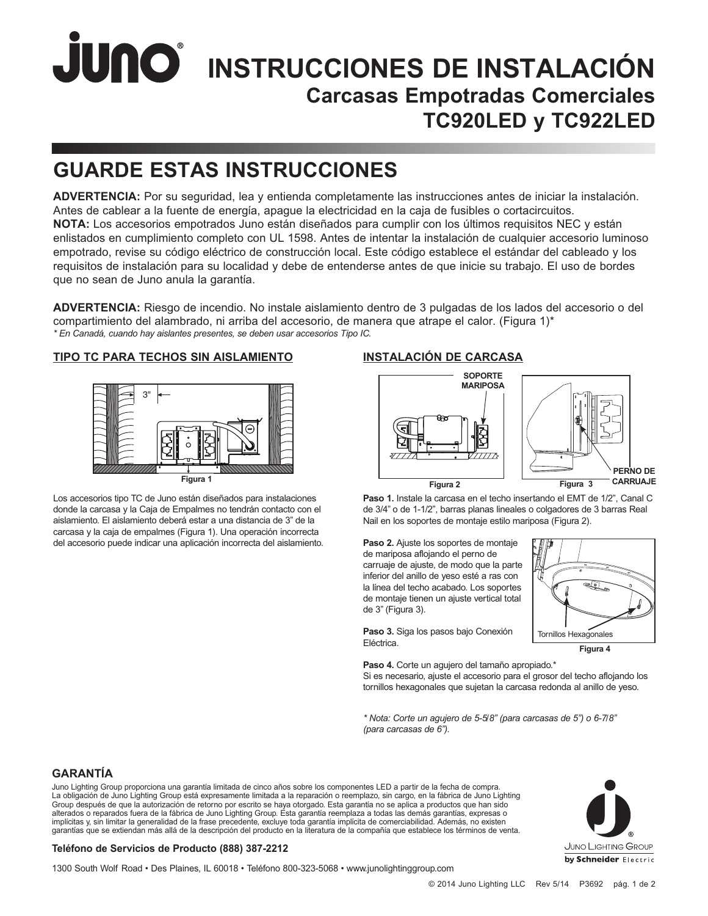# INSTRUCCIONES DE INSTALACIÓN

## Carcasas Empotradas Comerciales TC920LED y TC922LED

## GUARDE ESTAS INSTRUCCIONES

**ADVERTENCIA:** Por su seguridad, lea y entienda completamente las instrucciones antes de iniciar la instalación. Antes de cablear a la fuente de energía, apague la electricidad en la caja de fusibles o cortacircuitos.
**NOTA:** Los accesorios empotrados Juno están diseñados para cumplir con los últimos requisitos NEC y están enlistados en cumplimiento completo con UL 1598. Antes de intentar la instalación de cualquier accesorio luminoso empotrado, revise su código eléctrico de construcción local. Este código establece el estándar del cableado y los requisitos de instalación para su localidad y debe de entenderse antes de que inicie su trabajo. El uso de bordes que no sean de Juno anula la garantía.

**ADVERTENCIA:** Riesgo de incendio. No instale aislamiento dentro de 3 pulgadas de los lados del accesorio o del compartimiento del alambrado, ni arriba del accesorio, de manera que atrape el calor. (Figura 1)*
*\* En Canadá, cuando hay aislantes presentes, se deben usar accesorios Tipo IC.*

### TIPO TC PARA TECHOS SIN AISLAMIENTO

3"

Figura 1

Los accesorios tipo TC de Juno están diseñados para instalaciones donde la carcasa y la Caja de Empalmes no tendrán contacto con el aislamiento. El aislamiento deberá estar a una distancia de 3" de la carcasa y la caja de empalmes (Figura 1). Una operación incorrecta del accesorio puede indicar una aplicación incorrecta del aislamiento.

### INSTALACIÓN DE CARCASA

SOPORTE MARIPOSA

Figura 2

PERNO DE CARRUAJE

Figura 3

**Paso 1.** Instale la carcasa en el techo insertando el EMT de 1/2", Canal C de 3/4" o de 1-1/2", barras planas lineales o colgadores de 3 barras Real Nail en los soportes de montaje estilo mariposa (Figura 2).

**Paso 2.** Ajuste los soportes de montaje de mariposa aflojando el perno de carruaje de ajuste, de modo que la parte inferior del anillo de yeso esté a ras con la línea del techo acabado. Los soportes de montaje tienen un ajuste vertical total de 3" (Figura 3).

**Paso 3.** Siga los pasos bajo Conexión Eléctrica.

Tornillos Hexagonales

Figura 4

**Paso 4.** Corte un agujero del tamaño apropiado.*
Si es necesario, ajuste el accesorio para el grosor del techo aflojando los tornillos hexagonales que sujetan la carcasa redonda al anillo de yeso.

*\* Nota: Corte un agujero de 5-5/8" (para carcasas de 5") o 6-7/8" (para carcasas de 6").*

### GARANTÍA

Juno Lighting Group proporciona una garantía limitada de cinco años sobre los componentes LED a partir de la fecha de compra. La obligación de Juno Lighting Group está expresamente limitada a la reparación o reemplazo, sin cargo, en la fábrica de Juno Lighting Group después de que la autorización de retorno por escrito se haya otorgado. Esta garantía no se aplica a productos que han sido alterados o reparados fuera de la fábrica de Juno Lighting Group. Esta garantía reemplaza a todas las demás garantías, expresas o implícitas y, sin limitar la generalidad de la frase precedente, excluye toda garantía implícita de comerciabilidad. Además, no existen garantías que se extiendan más allá de la descripción del producto en la literatura de la compañía que establece los términos de venta.

**Teléfono de Servicios de Producto (888) 387-2212**

1300 South Wolf Road • Des Plaines, IL 60018 • Teléfono 800-323-5068 • www.junolightinggroup.com

Juno Lighting Group by Schneider Electric

© 2014 Juno Lighting LLC Rev 5/14 P3692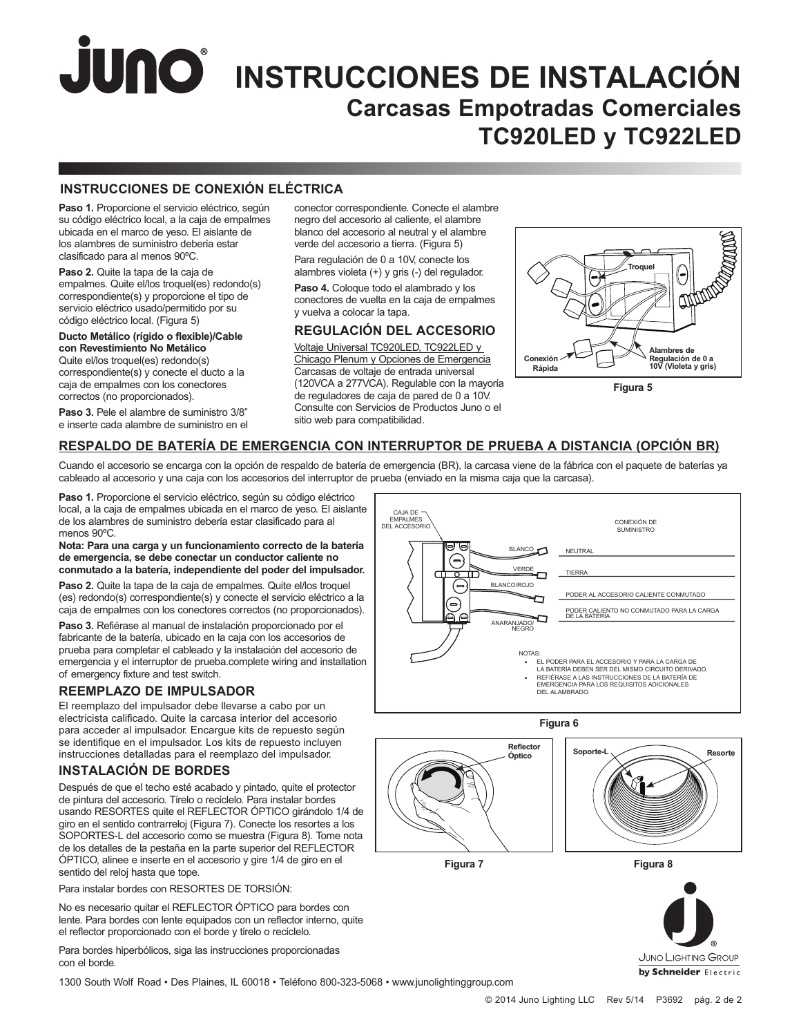# INSTRUCCIONES DE INSTALACIÓN

## Carcasas Empotradas Comerciales TC920LED y TC922LED

### INSTRUCCIONES DE CONEXIÓN ELÉCTRICA

**Paso 1.** Proporcione el servicio eléctrico, según su código eléctrico local, a la caja de empalmes ubicada en el marco de yeso. El aislante de los alambres de suministro debería estar clasificado para al menos 90ºC.

**Paso 2.** Quite la tapa de la caja de empalmes. Quite el/los troquel(es) redondo(s) correspondiente(s) y proporcione el tipo de servicio eléctrico usado/permitido por su código eléctrico local. (Figura 5)

**Ducto Metálico (rígido o flexible)/Cable con Revestimiento No Metálico**
Quite el/los troquel(es) redondo(s) correspondiente(s) y conecte el ducto a la caja de empalmes con los conectores correctos (no proporcionados).

**Paso 3.** Pele el alambre de suministro 3/8" e inserte cada alambre de suministro en el conector correspondiente. Conecte el alambre negro del accesorio al caliente, el alambre blanco del accesorio al neutral y el alambre verde del accesorio a tierra. (Figura 5)

Para regulación de 0 a 10V, conecte los alambres violeta (+) y gris (-) del regulador.

**Paso 4.** Coloque todo el alambrado y los conectores de vuelta en la caja de empalmes y vuelva a colocar la tapa.

### REGULACIÓN DEL ACCESORIO

Voltaje Universal TC920LED, TC922LED y Chicago Plenum y Opciones de Emergencia
Carcasas de voltaje de entrada universal (120VCA a 277VCA). Regulable con la mayoría de reguladores de caja de pared de 0 a 10V. Consulte con Servicios de Productos Juno o el sitio web para compatibilidad.

Troquel
Conexión Rápida
Alambres de Regulación de 0 a 10V (Violeta y gris)

Figura 5

### RESPALDO DE BATERÍA DE EMERGENCIA CON INTERRUPTOR DE PRUEBA A DISTANCIA (OPCIÓN BR)

Cuando el accesorio se encarga con la opción de respaldo de batería de emergencia (BR), la carcasa viene de la fábrica con el paquete de baterías ya cableado al accesorio y una caja con los accesorios del interruptor de prueba (enviado en la misma caja que la carcasa).

**Paso 1.** Proporcione el servicio eléctrico, según su código eléctrico local, a la caja de empalmes ubicada en el marco de yeso. El aislante de los alambres de suministro debería estar clasificado para al menos 90ºC.

**Nota: Para una carga y un funcionamiento correcto de la batería de emergencia, se debe conectar un conductor caliente no conmutado a la batería, independiente del poder del impulsador.**

**Paso 2.** Quite la tapa de la caja de empalmes. Quite el/los troquel (es) redondo(s) correspondiente(s) y conecte el servicio eléctrico a la caja de empalmes con los conectores correctos (no proporcionados).

**Paso 3.** Refiérase al manual de instalación proporcionado por el fabricante de la batería, ubicado en la caja con los accesorios de prueba para completar el cableado y la instalación del accesorio de emergencia y el interruptor de prueba.complete wiring and installation of emergency fixture and test switch.

CAJA DE EMPALMES DEL ACCESORIO
CONEXIÓN DE SUMINISTRO
BLANCO — NEUTRAL
VERDE — TIERRA
BLANCO/ROJO — PODER AL ACCESORIO CALIENTE CONMUTADO
ANARANJADO/NEGRO — PODER CALIENTE NO CONMUTADO PARA LA CARGA DE LA BATERÍA

NOTAS:
- EL PODER PARA EL ACCESORIO Y PARA LA CARGA DE LA BATERÍA DEBEN SER DEL MISMO CIRCUITO DERIVADO.
- REFIÉRASE A LAS INSTRUCCIONES DE LA BATERÍA DE EMERGENCIA PARA LOS REQUISITOS ADICIONALES DEL ALAMBRADO.

Figura 6

### REEMPLAZO DE IMPULSADOR

El reemplazo del impulsador debe llevarse a cabo por un electricista calificado. Quite la carcasa interior del accesorio para acceder al impulsador. Encargue kits de repuesto según se identifique en el impulsador. Los kits de repuesto incluyen instrucciones detalladas para el reemplazo del impulsador.

### INSTALACIÓN DE BORDES

Después de que el techo esté acabado y pintado, quite el protector de pintura del accesorio. Tírelo o recíclelo. Para instalar bordes usando RESORTES quite el REFLECTOR ÓPTICO girándolo 1/4 de giro en el sentido contrarreloj (Figura 7). Conecte los resortes a los SOPORTES-L del accesorio como se muestra (Figura 8). Tome nota de los detalles de la pestaña en la parte superior del REFLECTOR ÓPTICO, alinee e inserte en el accesorio y gire 1/4 de giro en el sentido del reloj hasta que tope.

Para instalar bordes con RESORTES DE TORSIÓN:

No es necesario quitar el REFLECTOR ÓPTICO para bordes con lente. Para bordes con lente equipados con un reflector interno, quite el reflector proporcionado con el borde y tírelo o recíclelo.

Para bordes hiperbólicos, siga las instrucciones proporcionadas con el borde.

Reflector Óptico

Figura 7

Soporte-L
Resorte

Figura 8

Juno Lighting Group by Schneider Electric

1300 South Wolf Road • Des Plaines, IL 60018 • Teléfono 800-323-5068 • www.junolightinggroup.com

© 2014 Juno Lighting LLC Rev 5/14 P3692